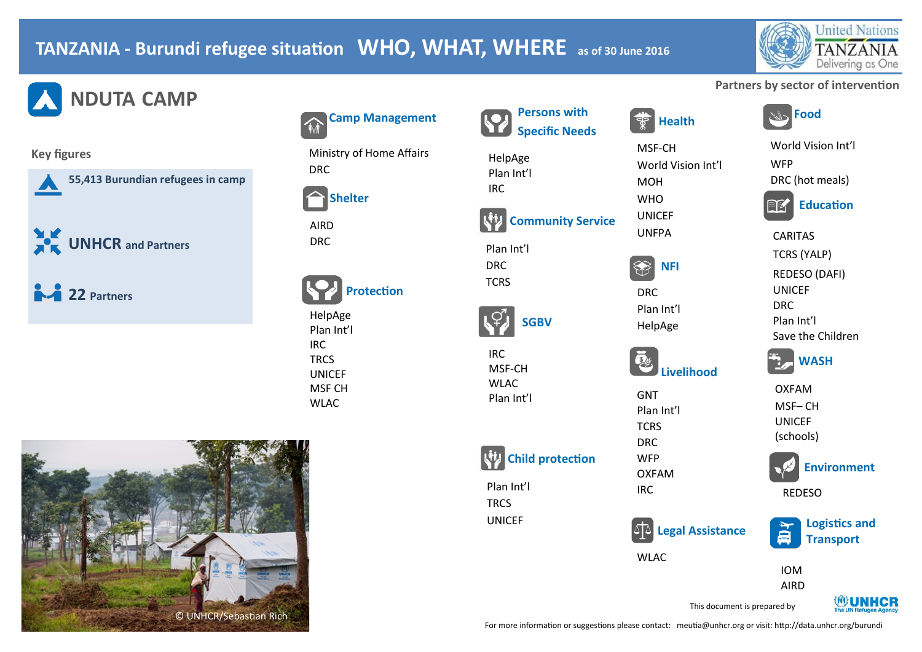# TANZANIA - Burundi refugee situation WHO, WHAT, WHERE as of 30 June 2016

United Nations TANZANIA Delivering as One

## NDUTA CAMP

Partners by sector of intervention

### Key figures

**55,413 Burundian refugees in camp**

**UNHCR and Partners**

**22 Partners**

### Camp Management

Ministry of Home Affairs
DRC

### Shelter

AIRD
DRC

### Protection

HelpAge
Plan Int'l
IRC
TRCS
UNICEF
MSF CH
WLAC

### Persons with Specific Needs

HelpAge
Plan Int'l
IRC

### Community Service

Plan Int'l
DRC
TCRS

### SGBV

IRC
MSF-CH
WLAC
Plan Int'l

### Child protection

Plan Int'l
TCRS
UNICEF

### Health

MSF-CH
World Vision Int'l
MOH
WHO
UNICEF
UNFPA

### NFI

DRC
Plan Int'l
HelpAge

### Livelihood

GNT
Plan Int'l
TCRS
DRC
WFP
OXFAM
IRC

### Legal Assistance

WLAC

### Food

World Vision Int'l
WFP
DRC (hot meals)

### Education

CARITAS
TCRS (YALP)
REDESO (DAFI)
UNICEF
DRC
Plan Int'l
Save the Children

### WASH

OXFAM
MSF– CH
UNICEF
(schools)

### Environment

REDESO

### Logistics and Transport

IOM
AIRD

© UNHCR/Sebastian Rich

This document is prepared by UNHCR The UN Refugee Agency

For more information or suggestions please contact: meutia@unhcr.org or visit: http://data.unhcr.org/burundi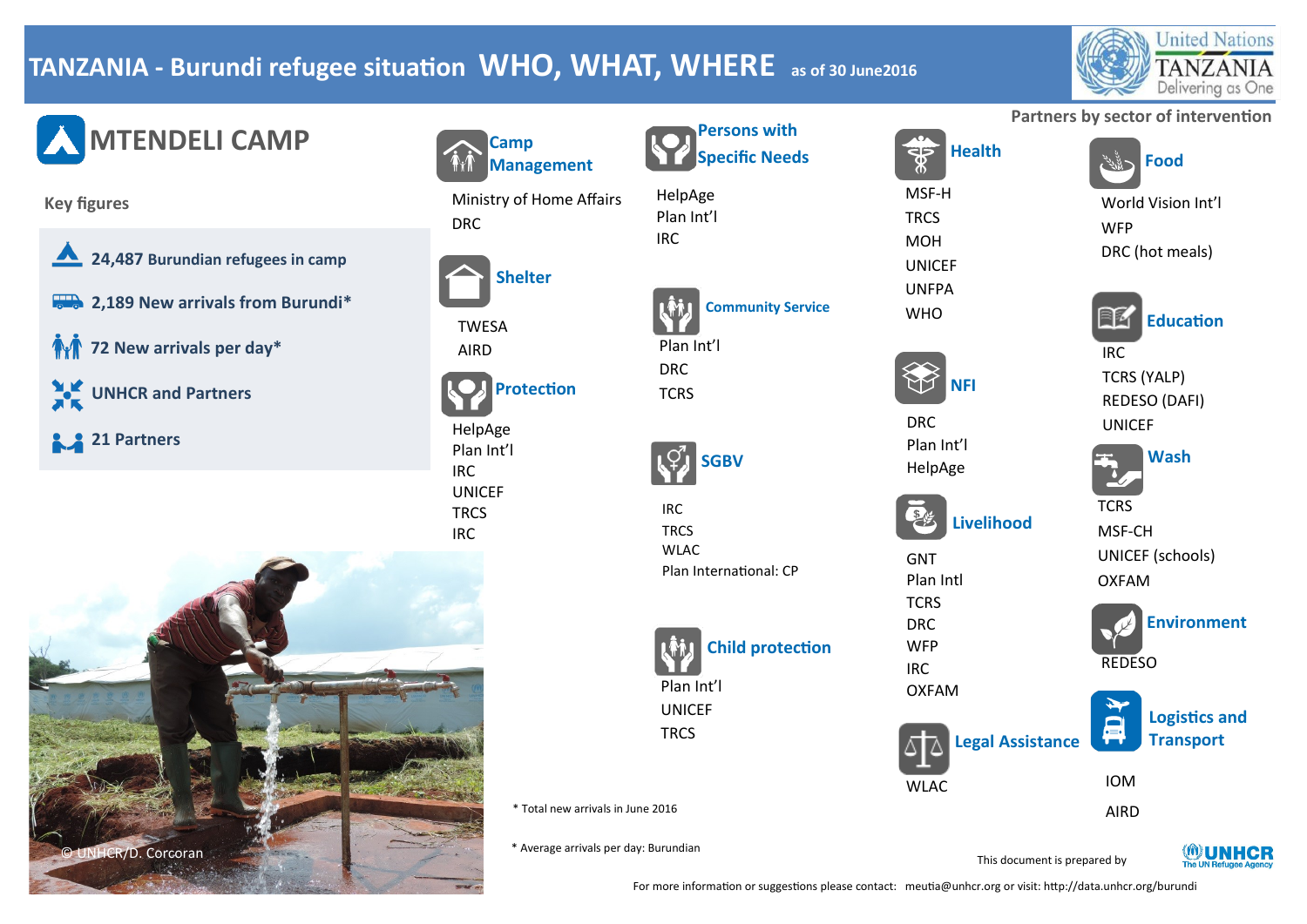# TANZANIA - Burundi refugee situation WHO, WHAT, WHERE as of 30 June2016

United Nations TANZANIA Delivering as One

Partners by sector of intervention

## MTENDELI CAMP

### Key figures

- 24,487 Burundian refugees in camp
- 2,189 New arrivals from Burundi*
- 72 New arrivals per day*
- UNHCR and Partners
- 21 Partners

### Camp Management

Ministry of Home Affairs
DRC

### Shelter

TWESA
AIRD

### Protection

HelpAge
Plan Int'l
IRC
UNICEF
TRCS
IRC

### Persons with Specific Needs

HelpAge
Plan Int'l
IRC

### Community Service

Plan Int'l
DRC
TCRS

### SGBV

IRC
TRCS
WLAC
Plan International: CP

### Child protection

Plan Int'l
UNICEF
TRCS

### Health

MSF-H
TRCS
MOH
UNICEF
UNFPA
WHO

### NFI

DRC
Plan Int'l
HelpAge

### Livelihood

GNT
Plan Intl
TCRS
DRC
WFP
IRC
OXFAM

### Legal Assistance

WLAC

### Food

World Vision Int'l
WFP
DRC (hot meals)

### Education

IRC
TCRS (YALP)
REDESO (DAFI)
UNICEF

### Wash

TCRS
MSF-CH
UNICEF (schools)
OXFAM

### Environment

REDESO

### Logistics and Transport

IOM
AIRD

© UNHCR/D. Corcoran

\* Total new arrivals in June 2016

\* Average arrivals per day: Burundian

This document is prepared by UNHCR The UN Refugee Agency

For more information or suggestions please contact: meutia@unhcr.org or visit: http://data.unhcr.org/burundi